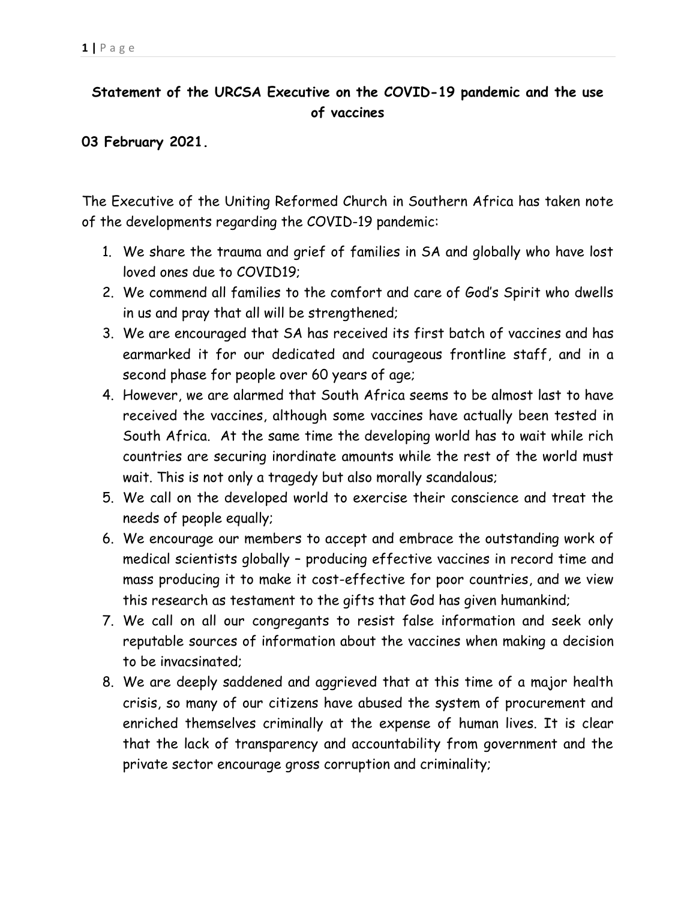**Statement of the URCSA Executive on the COVID-19 pandemic and the use of vaccines**

**03 February 2021.**

The Executive of the Uniting Reformed Church in Southern Africa has taken note of the developments regarding the COVID-19 pandemic:

1. We share the trauma and grief of families in SA and globally who have lost loved ones due to COVID19;
2. We commend all families to the comfort and care of God's Spirit who dwells in us and pray that all will be strengthened;
3. We are encouraged that SA has received its first batch of vaccines and has earmarked it for our dedicated and courageous frontline staff, and in a second phase for people over 60 years of age;
4. However, we are alarmed that South Africa seems to be almost last to have received the vaccines, although some vaccines have actually been tested in South Africa. At the same time the developing world has to wait while rich countries are securing inordinate amounts while the rest of the world must wait. This is not only a tragedy but also morally scandalous;
5. We call on the developed world to exercise their conscience and treat the needs of people equally;
6. We encourage our members to accept and embrace the outstanding work of medical scientists globally – producing effective vaccines in record time and mass producing it to make it cost-effective for poor countries, and we view this research as testament to the gifts that God has given humankind;
7. We call on all our congregants to resist false information and seek only reputable sources of information about the vaccines when making a decision to be invacsinated;
8. We are deeply saddened and aggrieved that at this time of a major health crisis, so many of our citizens have abused the system of procurement and enriched themselves criminally at the expense of human lives. It is clear that the lack of transparency and accountability from government and the private sector encourage gross corruption and criminality;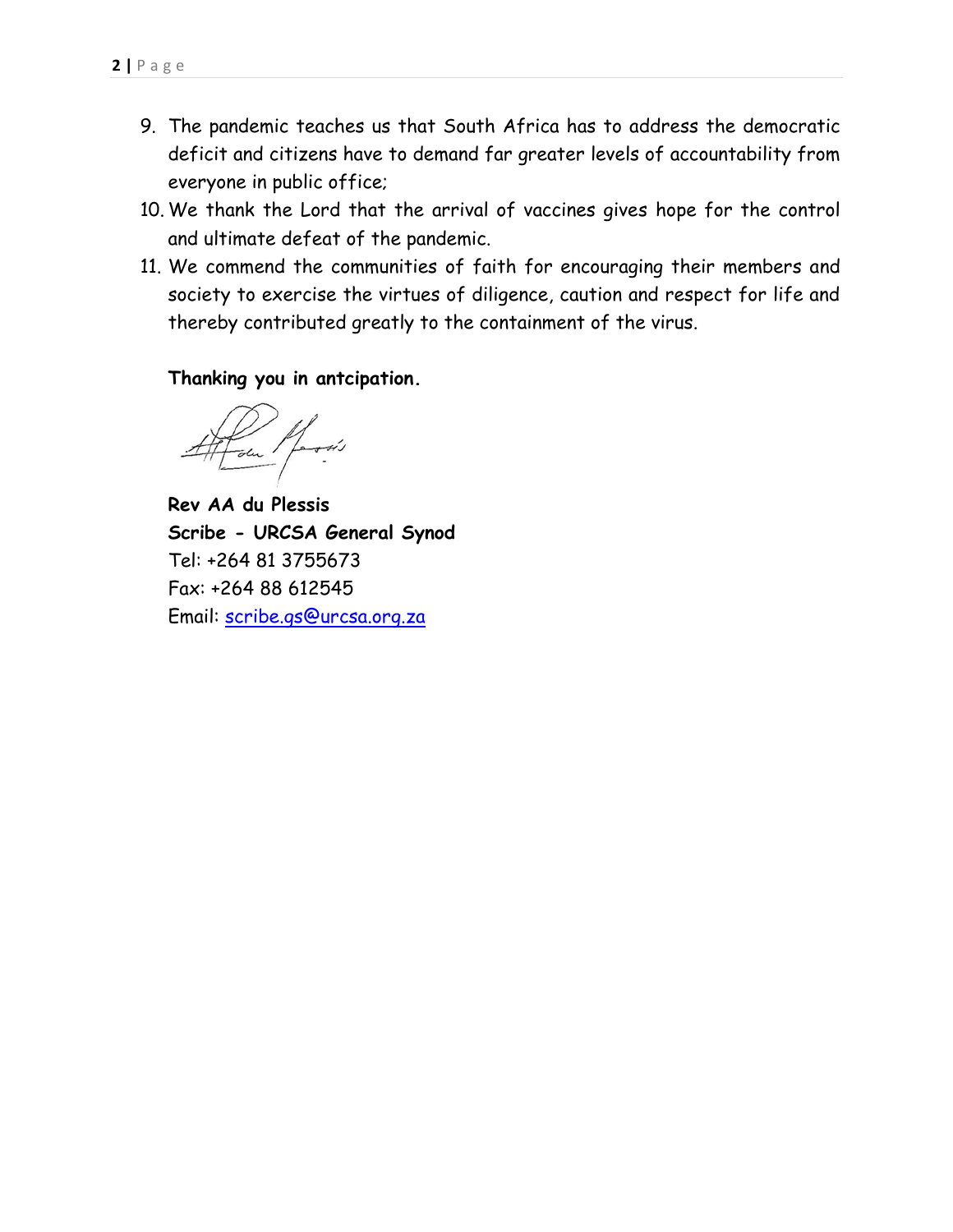9. The pandemic teaches us that South Africa has to address the democratic deficit and citizens have to demand far greater levels of accountability from everyone in public office;
10. We thank the Lord that the arrival of vaccines gives hope for the control and ultimate defeat of the pandemic.
11. We commend the communities of faith for encouraging their members and society to exercise the virtues of diligence, caution and respect for life and thereby contributed greatly to the containment of the virus.

**Thanking you in antcipation.**

**Rev AA du Plessis**
**Scribe - URCSA General Synod**
Tel: +264 81 3755673
Fax: +264 88 612545
Email: scribe.gs@urcsa.org.za